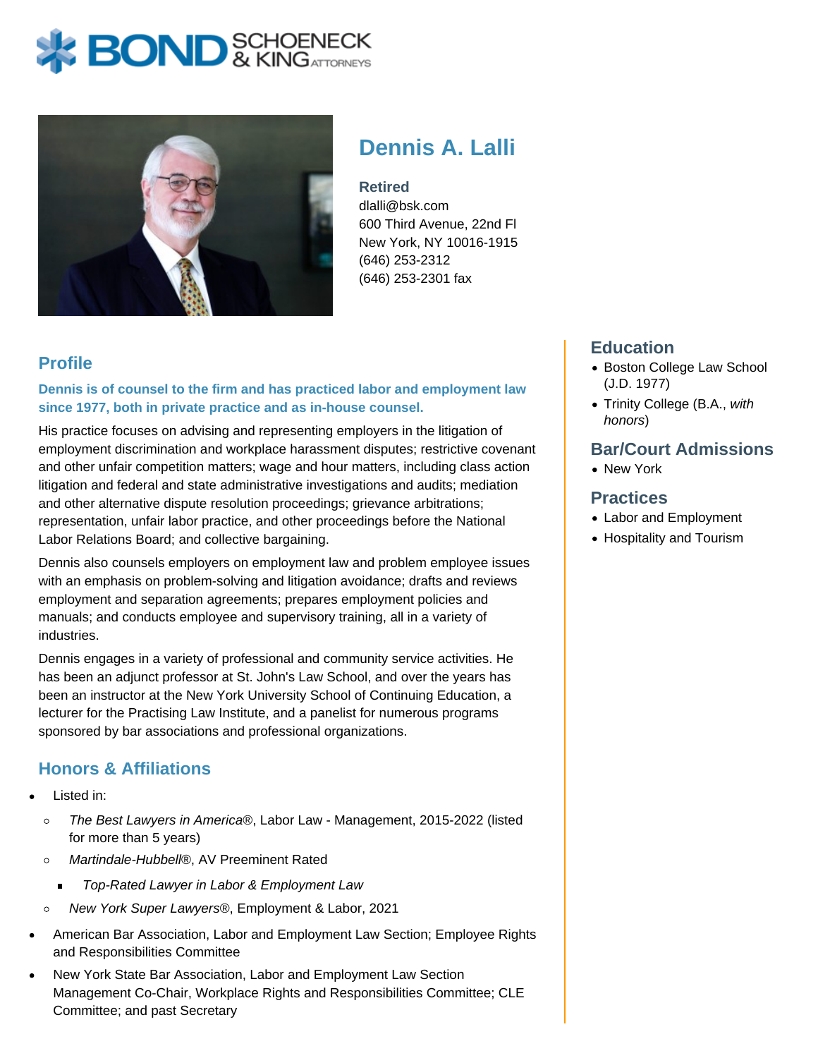# Dennis A. Lalli

**Retired**
dlalli@bsk.com
600 Third Avenue, 22nd Fl
New York, NY 10016-1915
(646) 253-2312
(646) 253-2301 fax

## Profile

**Dennis is of counsel to the firm and has practiced labor and employment law since 1977, both in private practice and as in-house counsel.**

His practice focuses on advising and representing employers in the litigation of employment discrimination and workplace harassment disputes; restrictive covenant and other unfair competition matters; wage and hour matters, including class action litigation and federal and state administrative investigations and audits; mediation and other alternative dispute resolution proceedings; grievance arbitrations; representation, unfair labor practice, and other proceedings before the National Labor Relations Board; and collective bargaining.

Dennis also counsels employers on employment law and problem employee issues with an emphasis on problem-solving and litigation avoidance; drafts and reviews employment and separation agreements; prepares employment policies and manuals; and conducts employee and supervisory training, all in a variety of industries.

Dennis engages in a variety of professional and community service activities. He has been an adjunct professor at St. John's Law School, and over the years has been an instructor at the New York University School of Continuing Education, a lecturer for the Practising Law Institute, and a panelist for numerous programs sponsored by bar associations and professional organizations.

## Honors & Affiliations

- Listed in:
  - *The Best Lawyers in America®*, Labor Law - Management, 2015-2022 (listed for more than 5 years)
  - *Martindale-Hubbell®*, AV Preeminent Rated
    - *Top-Rated Lawyer in Labor & Employment Law*
  - *New York Super Lawyers®*, Employment & Labor, 2021
- American Bar Association, Labor and Employment Law Section; Employee Rights and Responsibilities Committee
- New York State Bar Association, Labor and Employment Law Section Management Co-Chair, Workplace Rights and Responsibilities Committee; CLE Committee; and past Secretary

## Education

- Boston College Law School (J.D. 1977)
- Trinity College (B.A., *with honors*)

## Bar/Court Admissions

- New York

## Practices

- Labor and Employment
- Hospitality and Tourism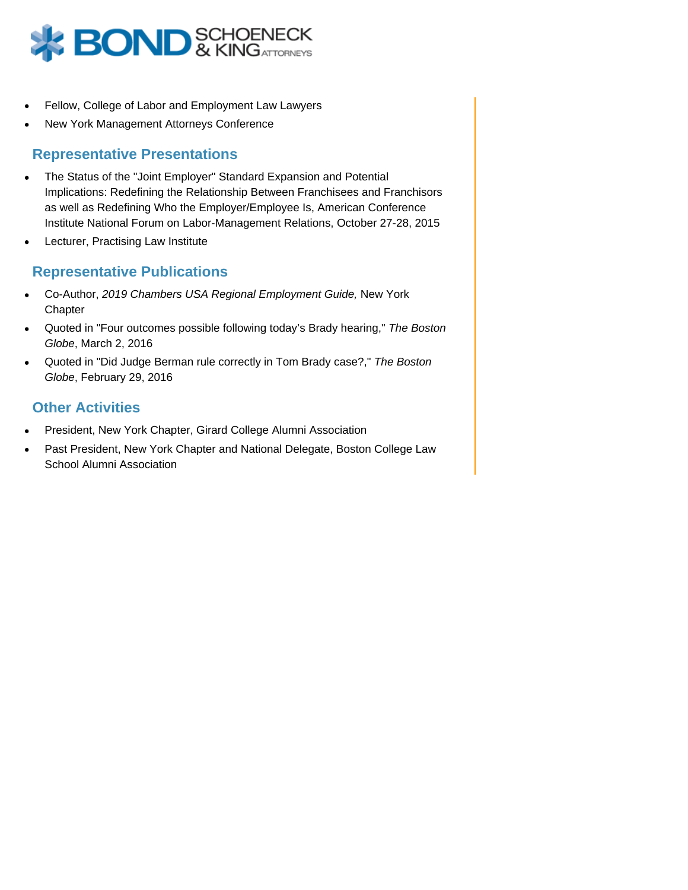- Fellow, College of Labor and Employment Law Lawyers
- New York Management Attorneys Conference

## Representative Presentations

- The Status of the "Joint Employer" Standard Expansion and Potential Implications: Redefining the Relationship Between Franchisees and Franchisors as well as Redefining Who the Employer/Employee Is, American Conference Institute National Forum on Labor-Management Relations, October 27-28, 2015
- Lecturer, Practising Law Institute

## Representative Publications

- Co-Author, *2019 Chambers USA Regional Employment Guide,* New York Chapter
- Quoted in "Four outcomes possible following today's Brady hearing," *The Boston Globe*, March 2, 2016
- Quoted in "Did Judge Berman rule correctly in Tom Brady case?," *The Boston Globe*, February 29, 2016

## Other Activities

- President, New York Chapter, Girard College Alumni Association
- Past President, New York Chapter and National Delegate, Boston College Law School Alumni Association